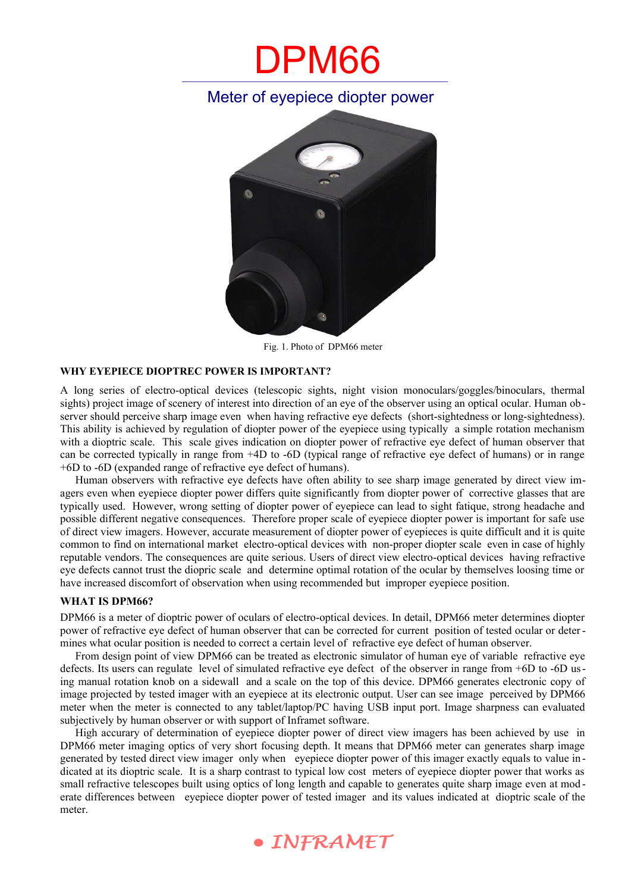# DPM66

## Meter of eyepiece diopter power

Fig. 1. Photo of DPM66 meter

### WHY EYEPIECE DIOPTREC POWER IS IMPORTANT?

A long series of electro-optical devices (telescopic sights, night vision monoculars/goggles/binoculars, thermal sights) project image of scenery of interest into direction of an eye of the observer using an optical ocular. Human observer should perceive sharp image even when having refractive eye defects (short-sightedness or long-sightedness). This ability is achieved by regulation of diopter power of the eyepiece using typically a simple rotation mechanism with a dioptric scale. This scale gives indication on diopter power of refractive eye defect of human observer that can be corrected typically in range from +4D to -6D (typical range of refractive eye defect of humans) or in range +6D to -6D (expanded range of refractive eye defect of humans).

Human observers with refractive eye defects have often ability to see sharp image generated by direct view imagers even when eyepiece diopter power differs quite significantly from diopter power of corrective glasses that are typically used. However, wrong setting of diopter power of eyepiece can lead to sight fatique, strong headache and possible different negative consequences. Therefore proper scale of eyepiece diopter power is important for safe use of direct view imagers. However, accurate measurement of diopter power of eyepieces is quite difficult and it is quite common to find on international market electro-optical devices with non-proper diopter scale even in case of highly reputable vendors. The consequences are quite serious. Users of direct view electro-optical devices having refractive eye defects cannot trust the diopric scale and determine optimal rotation of the ocular by themselves loosing time or have increased discomfort of observation when using recommended but improper eyepiece position.

### WHAT IS DPM66?

DPM66 is a meter of dioptric power of oculars of electro-optical devices. In detail, DPM66 meter determines diopter power of refractive eye defect of human observer that can be corrected for current position of tested ocular or determines what ocular position is needed to correct a certain level of refractive eye defect of human observer.

From design point of view DPM66 can be treated as electronic simulator of human eye of variable refractive eye defects. Its users can regulate level of simulated refractive eye defect of the observer in range from +6D to -6D using manual rotation knob on a sidewall and a scale on the top of this device. DPM66 generates electronic copy of image projected by tested imager with an eyepiece at its electronic output. User can see image perceived by DPM66 meter when the meter is connected to any tablet/laptop/PC having USB input port. Image sharpness can evaluated subjectively by human observer or with support of Inframet software.

High accurary of determination of eyepiece diopter power of direct view imagers has been achieved by use in DPM66 meter imaging optics of very short focusing depth. It means that DPM66 meter can generates sharp image generated by tested direct view imager only when eyepiece diopter power of this imager exactly equals to value indicated at its dioptric scale. It is a sharp contrast to typical low cost meters of eyepiece diopter power that works as small refractive telescopes built using optics of long length and capable to generates quite sharp image even at moderate differences between eyepiece diopter power of tested imager and its values indicated at dioptric scale of the meter.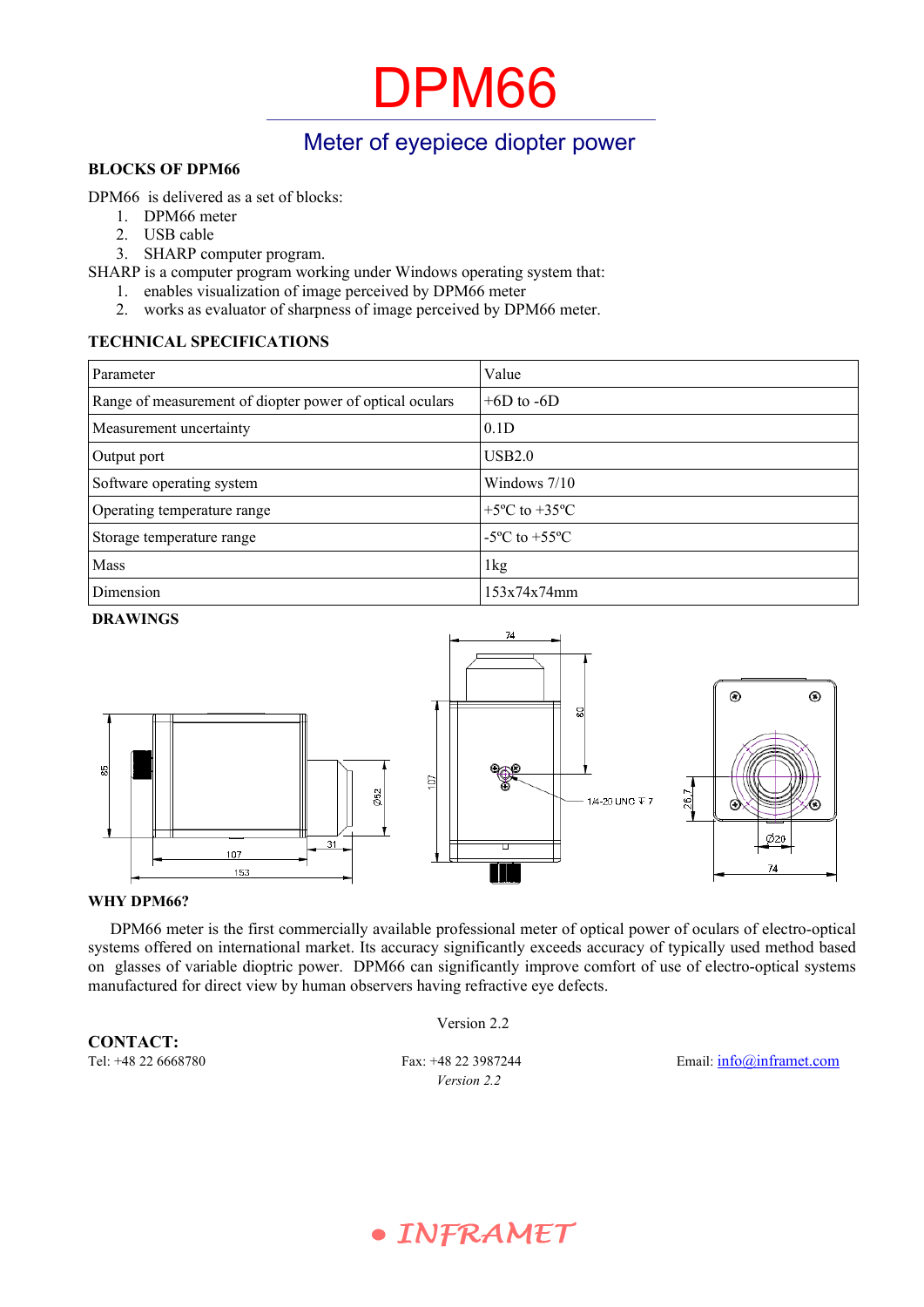# DPM66

## Meter of eyepiece diopter power

**BLOCKS OF DPM66**

DPM66 is delivered as a set of blocks:

1. DPM66 meter
2. USB cable
3. SHARP computer program.

SHARP is a computer program working under Windows operating system that:

1. enables visualization of image perceived by DPM66 meter
2. works as evaluator of sharpness of image perceived by DPM66 meter.

**TECHNICAL SPECIFICATIONS**

| Parameter | Value |
|---|---|
| Range of measurement of diopter power of optical oculars | +6D to -6D |
| Measurement uncertainty | 0.1D |
| Output port | USB2.0 |
| Software operating system | Windows 7/10 |
| Operating temperature range | +5ºC to +35ºC |
| Storage temperature range | -5ºC to +55ºC |
| Mass | 1kg |
| Dimension | 153x74x74mm |

**DRAWINGS**

85
107
31
153
Ø52
74
80
107
1/4-20 UNC ∓ 7
26.7
Ø20
74

**WHY DPM66?**

DPM66 meter is the first commercially available professional meter of optical power of oculars of electro-optical systems offered on international market. Its accuracy significantly exceeds accuracy of typically used method based on glasses of variable dioptric power. DPM66 can significantly improve comfort of use of electro-optical systems manufactured for direct view by human observers having refractive eye defects.

Version 2.2

**CONTACT:**

Tel: +48 22 6668780 Fax: +48 22 3987244 Email: info@inframet.com

*Version 2.2*

INFRAMET